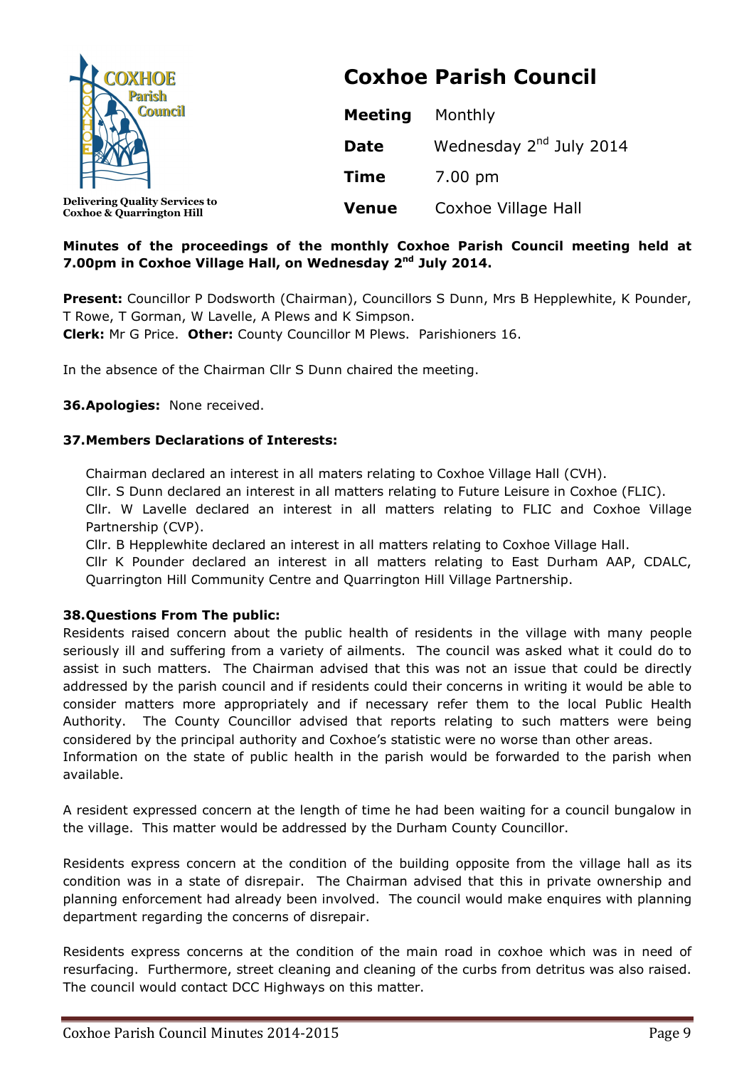**COXHOE Parish Council**

**Delivering Quality Services to Coxhoe & Quarrington Hill**

# Coxhoe Parish Council

| | |
|---|---|
| **Meeting** | Monthly |
| **Date** | Wednesday 2nd July 2014 |
| **Time** | 7.00 pm |
| **Venue** | Coxhoe Village Hall |

**Minutes of the proceedings of the monthly Coxhoe Parish Council meeting held at 7.00pm in Coxhoe Village Hall, on Wednesday 2nd July 2014.**

**Present:** Councillor P Dodsworth (Chairman), Councillors S Dunn, Mrs B Hepplewhite, K Pounder, T Rowe, T Gorman, W Lavelle, A Plews and K Simpson.
**Clerk:** Mr G Price. **Other:** County Councillor M Plews. Parishioners 16.

In the absence of the Chairman Cllr S Dunn chaired the meeting.

**36.Apologies:** None received.

**37.Members Declarations of Interests:**

Chairman declared an interest in all maters relating to Coxhoe Village Hall (CVH).
Cllr. S Dunn declared an interest in all matters relating to Future Leisure in Coxhoe (FLIC).
Cllr. W Lavelle declared an interest in all matters relating to FLIC and Coxhoe Village Partnership (CVP).
Cllr. B Hepplewhite declared an interest in all matters relating to Coxhoe Village Hall.
Cllr K Pounder declared an interest in all matters relating to East Durham AAP, CDALC, Quarrington Hill Community Centre and Quarrington Hill Village Partnership.

**38.Questions From The public:**

Residents raised concern about the public health of residents in the village with many people seriously ill and suffering from a variety of ailments. The council was asked what it could do to assist in such matters. The Chairman advised that this was not an issue that could be directly addressed by the parish council and if residents could their concerns in writing it would be able to consider matters more appropriately and if necessary refer them to the local Public Health Authority. The County Councillor advised that reports relating to such matters were being considered by the principal authority and Coxhoe's statistic were no worse than other areas.
Information on the state of public health in the parish would be forwarded to the parish when available.

A resident expressed concern at the length of time he had been waiting for a council bungalow in the village. This matter would be addressed by the Durham County Councillor.

Residents express concern at the condition of the building opposite from the village hall as its condition was in a state of disrepair. The Chairman advised that this in private ownership and planning enforcement had already been involved. The council would make enquires with planning department regarding the concerns of disrepair.

Residents express concerns at the condition of the main road in coxhoe which was in need of resurfacing. Furthermore, street cleaning and cleaning of the curbs from detritus was also raised. The council would contact DCC Highways on this matter.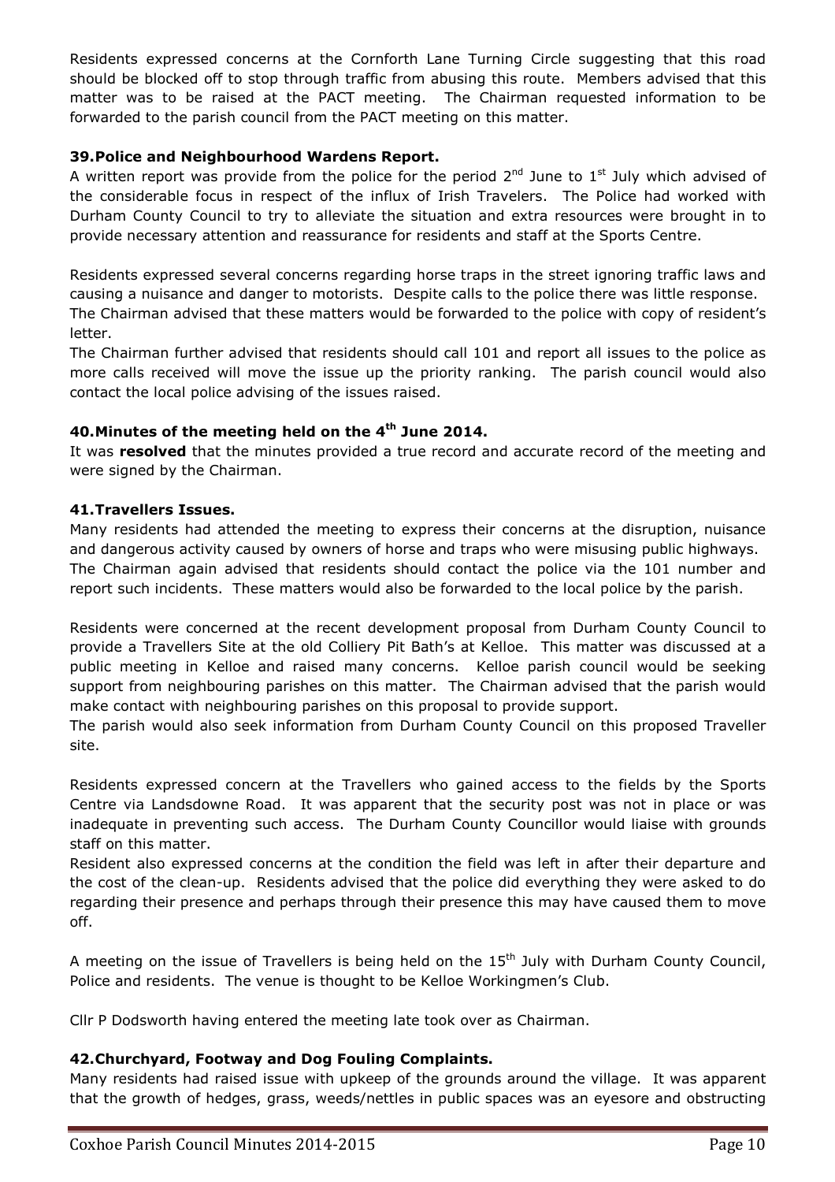Residents expressed concerns at the Cornforth Lane Turning Circle suggesting that this road should be blocked off to stop through traffic from abusing this route. Members advised that this matter was to be raised at the PACT meeting. The Chairman requested information to be forwarded to the parish council from the PACT meeting on this matter.

### 39.Police and Neighbourhood Wardens Report.

A written report was provide from the police for the period 2nd June to 1st July which advised of the considerable focus in respect of the influx of Irish Travelers. The Police had worked with Durham County Council to try to alleviate the situation and extra resources were brought in to provide necessary attention and reassurance for residents and staff at the Sports Centre.

Residents expressed several concerns regarding horse traps in the street ignoring traffic laws and causing a nuisance and danger to motorists. Despite calls to the police there was little response. The Chairman advised that these matters would be forwarded to the police with copy of resident's letter.

The Chairman further advised that residents should call 101 and report all issues to the police as more calls received will move the issue up the priority ranking. The parish council would also contact the local police advising of the issues raised.

### 40.Minutes of the meeting held on the 4th June 2014.

It was **resolved** that the minutes provided a true record and accurate record of the meeting and were signed by the Chairman.

### 41.Travellers Issues.

Many residents had attended the meeting to express their concerns at the disruption, nuisance and dangerous activity caused by owners of horse and traps who were misusing public highways. The Chairman again advised that residents should contact the police via the 101 number and report such incidents. These matters would also be forwarded to the local police by the parish.

Residents were concerned at the recent development proposal from Durham County Council to provide a Travellers Site at the old Colliery Pit Bath's at Kelloe. This matter was discussed at a public meeting in Kelloe and raised many concerns. Kelloe parish council would be seeking support from neighbouring parishes on this matter. The Chairman advised that the parish would make contact with neighbouring parishes on this proposal to provide support.

The parish would also seek information from Durham County Council on this proposed Traveller site.

Residents expressed concern at the Travellers who gained access to the fields by the Sports Centre via Landsdowne Road. It was apparent that the security post was not in place or was inadequate in preventing such access. The Durham County Councillor would liaise with grounds staff on this matter.

Resident also expressed concerns at the condition the field was left in after their departure and the cost of the clean-up. Residents advised that the police did everything they were asked to do regarding their presence and perhaps through their presence this may have caused them to move off.

A meeting on the issue of Travellers is being held on the 15th July with Durham County Council, Police and residents. The venue is thought to be Kelloe Workingmen's Club.

Cllr P Dodsworth having entered the meeting late took over as Chairman.

### 42.Churchyard, Footway and Dog Fouling Complaints.

Many residents had raised issue with upkeep of the grounds around the village. It was apparent that the growth of hedges, grass, weeds/nettles in public spaces was an eyesore and obstructing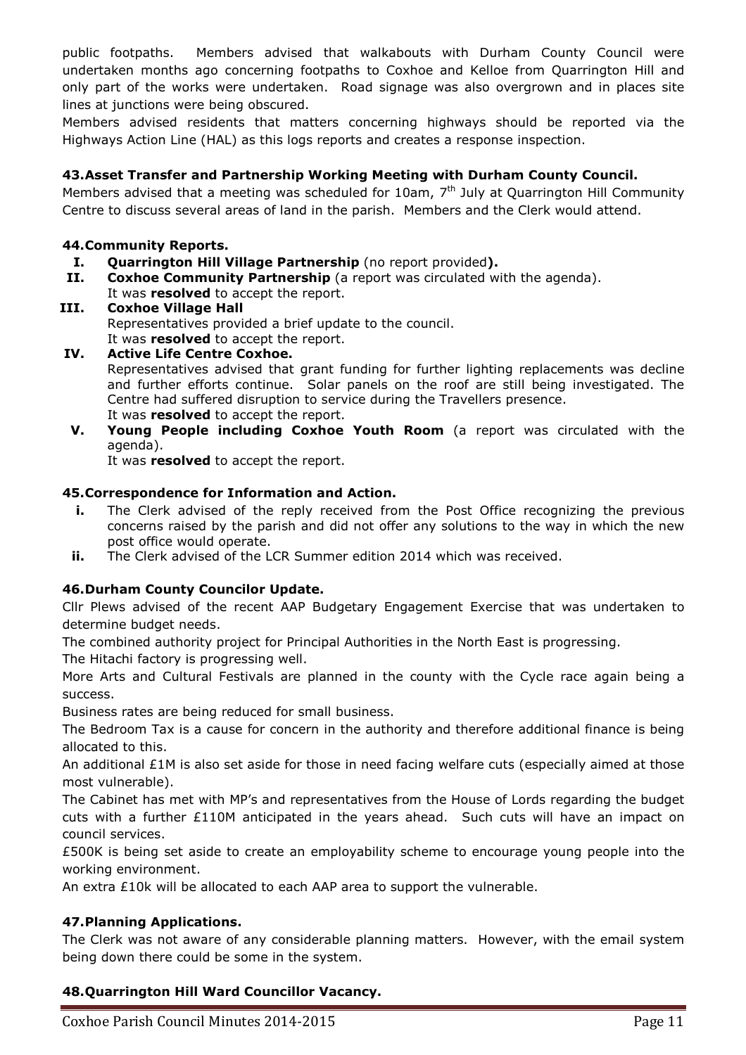public footpaths. Members advised that walkabouts with Durham County Council were undertaken months ago concerning footpaths to Coxhoe and Kelloe from Quarrington Hill and only part of the works were undertaken. Road signage was also overgrown and in places site lines at junctions were being obscured.

Members advised residents that matters concerning highways should be reported via the Highways Action Line (HAL) as this logs reports and creates a response inspection.

### 43. Asset Transfer and Partnership Working Meeting with Durham County Council.

Members advised that a meeting was scheduled for 10am, 7th July at Quarrington Hill Community Centre to discuss several areas of land in the parish. Members and the Clerk would attend.

### 44. Community Reports.

- **I. Quarrington Hill Village Partnership** (no report provided**).**
- **II. Coxhoe Community Partnership** (a report was circulated with the agenda).
  It was **resolved** to accept the report.
- **III. Coxhoe Village Hall**
  Representatives provided a brief update to the council.
  It was **resolved** to accept the report.
- **IV. Active Life Centre Coxhoe.**
  Representatives advised that grant funding for further lighting replacements was decline and further efforts continue. Solar panels on the roof are still being investigated. The Centre had suffered disruption to service during the Travellers presence.
  It was **resolved** to accept the report.
- **V. Young People including Coxhoe Youth Room** (a report was circulated with the agenda).
  It was **resolved** to accept the report.

### 45. Correspondence for Information and Action.

- **i.** The Clerk advised of the reply received from the Post Office recognizing the previous concerns raised by the parish and did not offer any solutions to the way in which the new post office would operate.
- **ii.** The Clerk advised of the LCR Summer edition 2014 which was received.

### 46. Durham County Councilor Update.

Cllr Plews advised of the recent AAP Budgetary Engagement Exercise that was undertaken to determine budget needs.

The combined authority project for Principal Authorities in the North East is progressing.

The Hitachi factory is progressing well.

More Arts and Cultural Festivals are planned in the county with the Cycle race again being a success.

Business rates are being reduced for small business.

The Bedroom Tax is a cause for concern in the authority and therefore additional finance is being allocated to this.

An additional £1M is also set aside for those in need facing welfare cuts (especially aimed at those most vulnerable).

The Cabinet has met with MP's and representatives from the House of Lords regarding the budget cuts with a further £110M anticipated in the years ahead. Such cuts will have an impact on council services.

£500K is being set aside to create an employability scheme to encourage young people into the working environment.

An extra £10k will be allocated to each AAP area to support the vulnerable.

### 47. Planning Applications.

The Clerk was not aware of any considerable planning matters. However, with the email system being down there could be some in the system.

### 48. Quarrington Hill Ward Councillor Vacancy.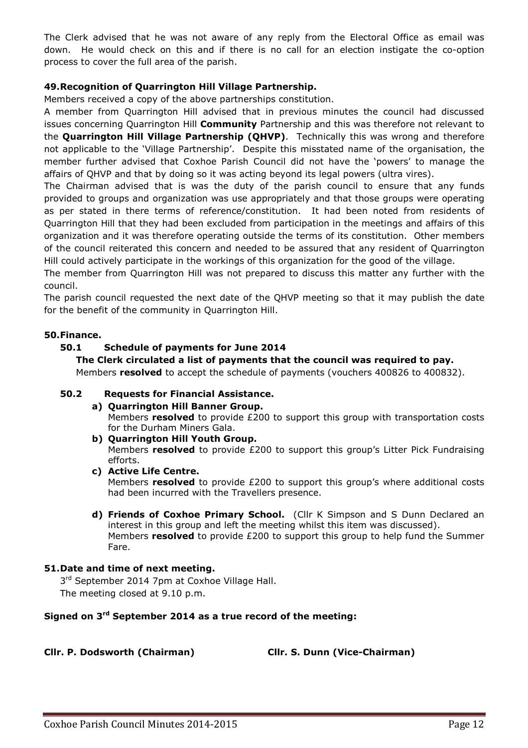The Clerk advised that he was not aware of any reply from the Electoral Office as email was down. He would check on this and if there is no call for an election instigate the co-option process to cover the full area of the parish.

## 49. Recognition of Quarrington Hill Village Partnership.

Members received a copy of the above partnerships constitution.

A member from Quarrington Hill advised that in previous minutes the council had discussed issues concerning Quarrington Hill **Community** Partnership and this was therefore not relevant to the **Quarrington Hill Village Partnership (QHVP)**. Technically this was wrong and therefore not applicable to the 'Village Partnership'. Despite this misstated name of the organisation, the member further advised that Coxhoe Parish Council did not have the 'powers' to manage the affairs of QHVP and that by doing so it was acting beyond its legal powers (ultra vires).

The Chairman advised that is was the duty of the parish council to ensure that any funds provided to groups and organization was use appropriately and that those groups were operating as per stated in there terms of reference/constitution. It had been noted from residents of Quarrington Hill that they had been excluded from participation in the meetings and affairs of this organization and it was therefore operating outside the terms of its constitution. Other members of the council reiterated this concern and needed to be assured that any resident of Quarrington Hill could actively participate in the workings of this organization for the good of the village.

The member from Quarrington Hill was not prepared to discuss this matter any further with the council.

The parish council requested the next date of the QHVP meeting so that it may publish the date for the benefit of the community in Quarrington Hill.

## 50. Finance.

### 50.1 Schedule of payments for June 2014

**The Clerk circulated a list of payments that the council was required to pay.**

Members **resolved** to accept the schedule of payments (vouchers 400826 to 400832).

### 50.2 Requests for Financial Assistance.

a) **Quarrington Hill Banner Group.**
Members **resolved** to provide £200 to support this group with transportation costs for the Durham Miners Gala.

b) **Quarrington Hill Youth Group.**
Members **resolved** to provide £200 to support this group's Litter Pick Fundraising efforts.

c) **Active Life Centre.**
Members **resolved** to provide £200 to support this group's where additional costs had been incurred with the Travellers presence.

d) **Friends of Coxhoe Primary School.** (Cllr K Simpson and S Dunn Declared an interest in this group and left the meeting whilst this item was discussed).
Members **resolved** to provide £200 to support this group to help fund the Summer Fare.

## 51. Date and time of next meeting.

3rd September 2014 7pm at Coxhoe Village Hall.

The meeting closed at 9.10 p.m.

**Signed on 3rd September 2014 as a true record of the meeting:**

**Cllr. P. Dodsworth (Chairman)** **Cllr. S. Dunn (Vice-Chairman)**